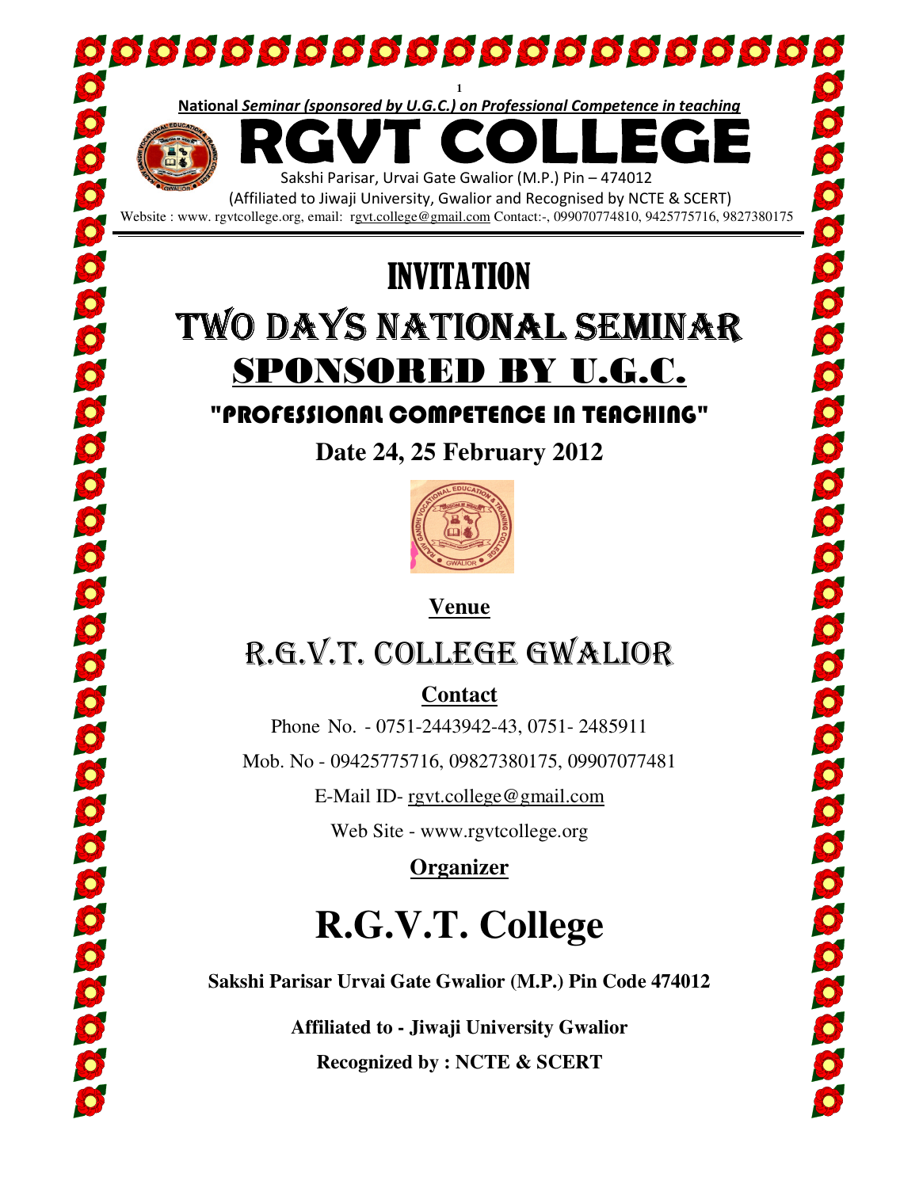National *Seminar (sponsored by U.G.C.) on Professional Competence in teaching*

# RGVT COLLEGE

Sakshi Parisar, Urvai Gate Gwalior (M.P.) Pin – 474012

(Affiliated to Jiwaji University, Gwalior and Recognised by NCTE & SCERT)

Website : www. rgvtcollege.org, email: rgvt.college@gmail.com Contact:-, 099070774810, 9425775716, 9827380175

# INVITATION

# TWO DAYS NATIONAL SEMINAR

# SPONSORED BY U.G.C.

## "PROFESSIONAL COMPETENCE IN TEACHING"

**Date 24, 25 February 2012**

**Venue**

## R.G.V.T. COLLEGE GWALIOR

**Contact**

Phone No. - 0751-2443942-43, 0751- 2485911

Mob. No - 09425775716, 09827380175, 09907077481

E-Mail ID- rgvt.college@gmail.com

Web Site - www.rgvtcollege.org

**Organizer**

# R.G.V.T. College

**Sakshi Parisar Urvai Gate Gwalior (M.P.) Pin Code 474012**

**Affiliated to - Jiwaji University Gwalior**

**Recognized by : NCTE & SCERT**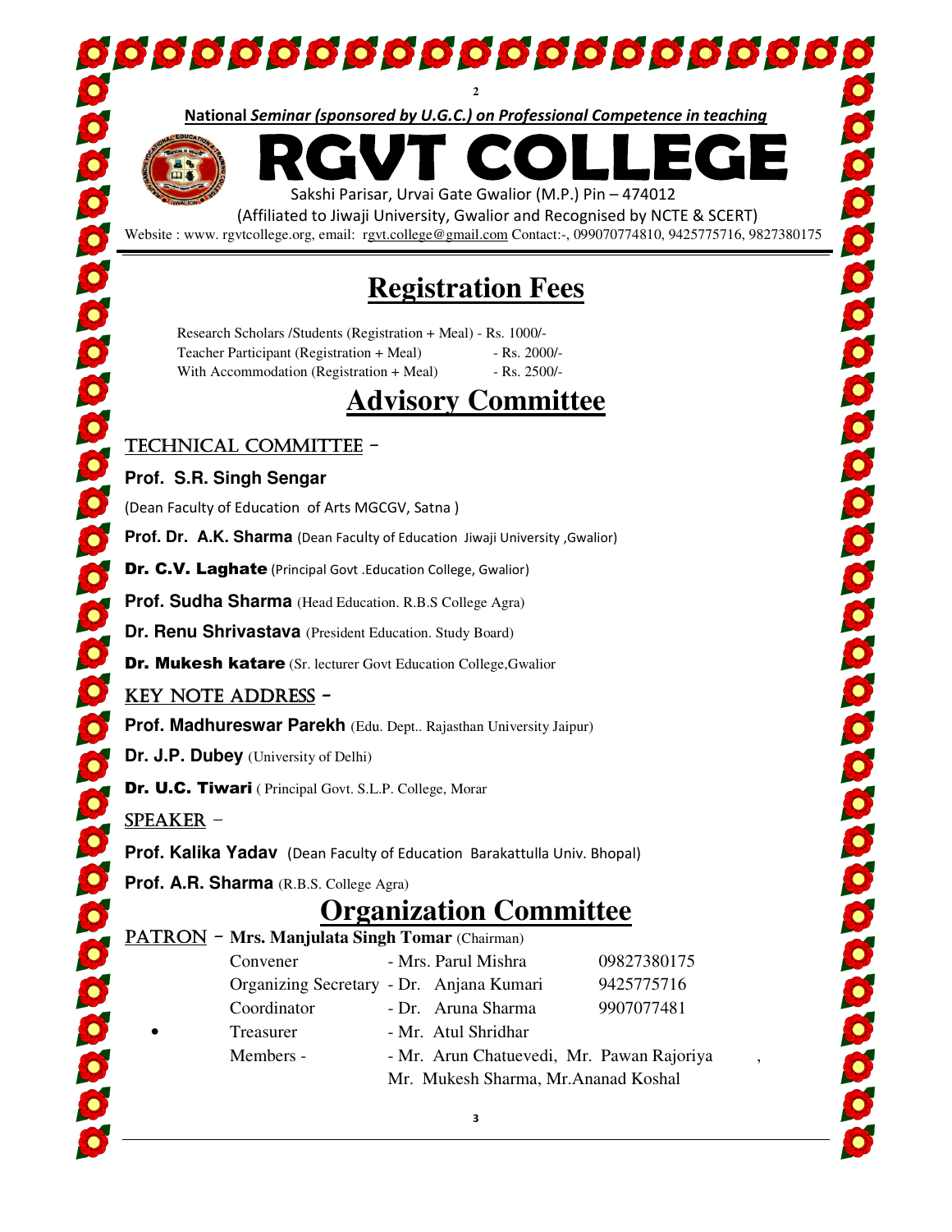**National *Seminar (sponsored by U.G.C.) on Professional Competence in teaching***

# RGVT COLLEGE

Sakshi Parisar, Urvai Gate Gwalior (M.P.) Pin – 474012

(Affiliated to Jiwaji University, Gwalior and Recognised by NCTE & SCERT)

Website : www. rgvtcollege.org, email: rgvt.college@gmail.com Contact:-, 099070774810, 9425775716, 9827380175

## Registration Fees

Research Scholars /Students (Registration + Meal) - Rs. 1000/-
Teacher Participant (Registration + Meal) - Rs. 2000/-
With Accommodation (Registration + Meal) - Rs. 2500/-

## Advisory Committee

### TECHNICAL COMMITTEE –

**Prof. S.R. Singh Sengar**

(Dean Faculty of Education of Arts MGCGV, Satna )

**Prof. Dr. A.K. Sharma** (Dean Faculty of Education Jiwaji University ,Gwalior)

**Dr. C.V. Laghate** (Principal Govt .Education College, Gwalior)

**Prof. Sudha Sharma** (Head Education. R.B.S College Agra)

**Dr. Renu Shrivastava** (President Education. Study Board)

**Dr. Mukesh katare** (Sr. lecturer Govt Education College,Gwalior

### KEY NOTE ADDRESS –

**Prof. Madhureswar Parekh** (Edu. Dept.. Rajasthan University Jaipur)

**Dr. J.P. Dubey** (University of Delhi)

**Dr. U.C. Tiwari** ( Principal Govt. S.L.P. College, Morar

### SPEAKER –

**Prof. Kalika Yadav** (Dean Faculty of Education Barakattulla Univ. Bhopal)

**Prof. A.R. Sharma** (R.B.S. College Agra)

## Organization Committee

PATRON – **Mrs. Manjulata Singh Tomar** (Chairman)

| | | |
|---|---|---|
| Convener | - Mrs. Parul Mishra | 09827380175 |
| Organizing Secretary | - Dr. Anjana Kumari | 9425775716 |
| Coordinator | - Dr. Aruna Sharma | 9907077481 |
| Treasurer | - Mr. Atul Shridhar | |
| Members - | - Mr. Arun Chatuevedi, Mr. Pawan Rajoriya , Mr. Mukesh Sharma, Mr.Ananad Koshal | |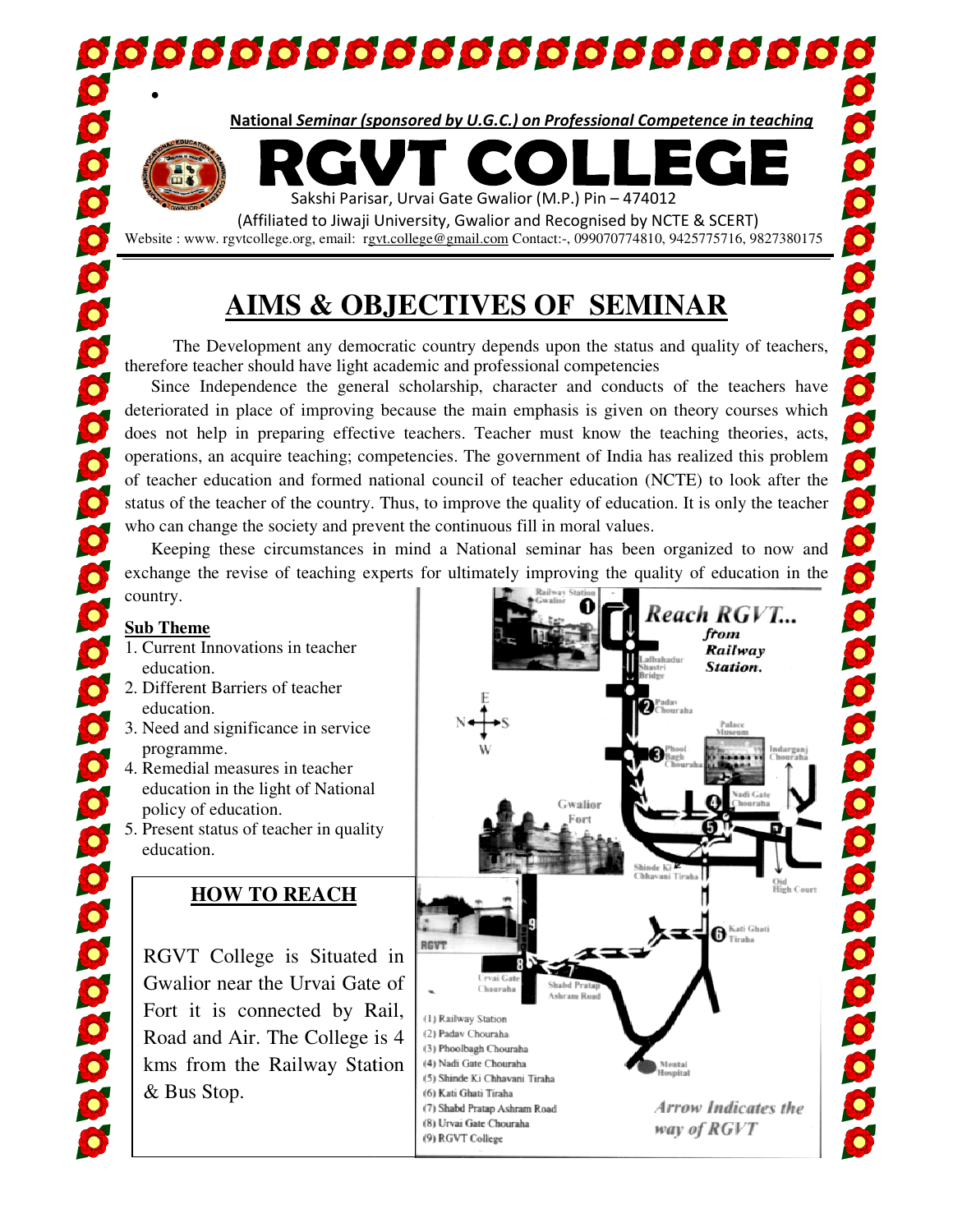National *Seminar (sponsored by U.G.C.) on Professional Competence in teaching*

# RGVT COLLEGE

Sakshi Parisar, Urvai Gate Gwalior (M.P.) Pin – 474012

(Affiliated to Jiwaji University, Gwalior and Recognised by NCTE & SCERT)

Website : www. rgvtcollege.org, email: rgvt.college@gmail.com Contact:-, 099070774810, 9425775716, 9827380175

## AIMS & OBJECTIVES OF SEMINAR

The Development any democratic country depends upon the status and quality of teachers, therefore teacher should have light academic and professional competencies

Since Independence the general scholarship, character and conducts of the teachers have deteriorated in place of improving because the main emphasis is given on theory courses which does not help in preparing effective teachers. Teacher must know the teaching theories, acts, operations, an acquire teaching; competencies. The government of India has realized this problem of teacher education and formed national council of teacher education (NCTE) to look after the status of the teacher of the country. Thus, to improve the quality of education. It is only the teacher who can change the society and prevent the continuous fill in moral values.

Keeping these circumstances in mind a National seminar has been organized to now and exchange the revise of teaching experts for ultimately improving the quality of education in the country.

### Sub Theme

1. Current Innovations in teacher education.
2. Different Barriers of teacher education.
3. Need and significance in service programme.
4. Remedial measures in teacher education in the light of National policy of education.
5. Present status of teacher in quality education.

### HOW TO REACH

RGVT College is Situated in Gwalior near the Urvai Gate of Fort it is connected by Rail, Road and Air. The College is 4 kms from the Railway Station & Bus Stop.

*Reach RGVT... from Railway Station.*

(1) Railway Station
(2) Padav Chouraha
(3) Phoolbagh Chouraha
(4) Nadi Gate Chouraha
(5) Shinde Ki Chhavani Tiraha
(6) Kati Ghati Tiraha
(7) Shabd Pratap Ashram Road
(8) Urvai Gate Chouraha
(9) RGVT College

*Arrow Indicates the way of RGVT*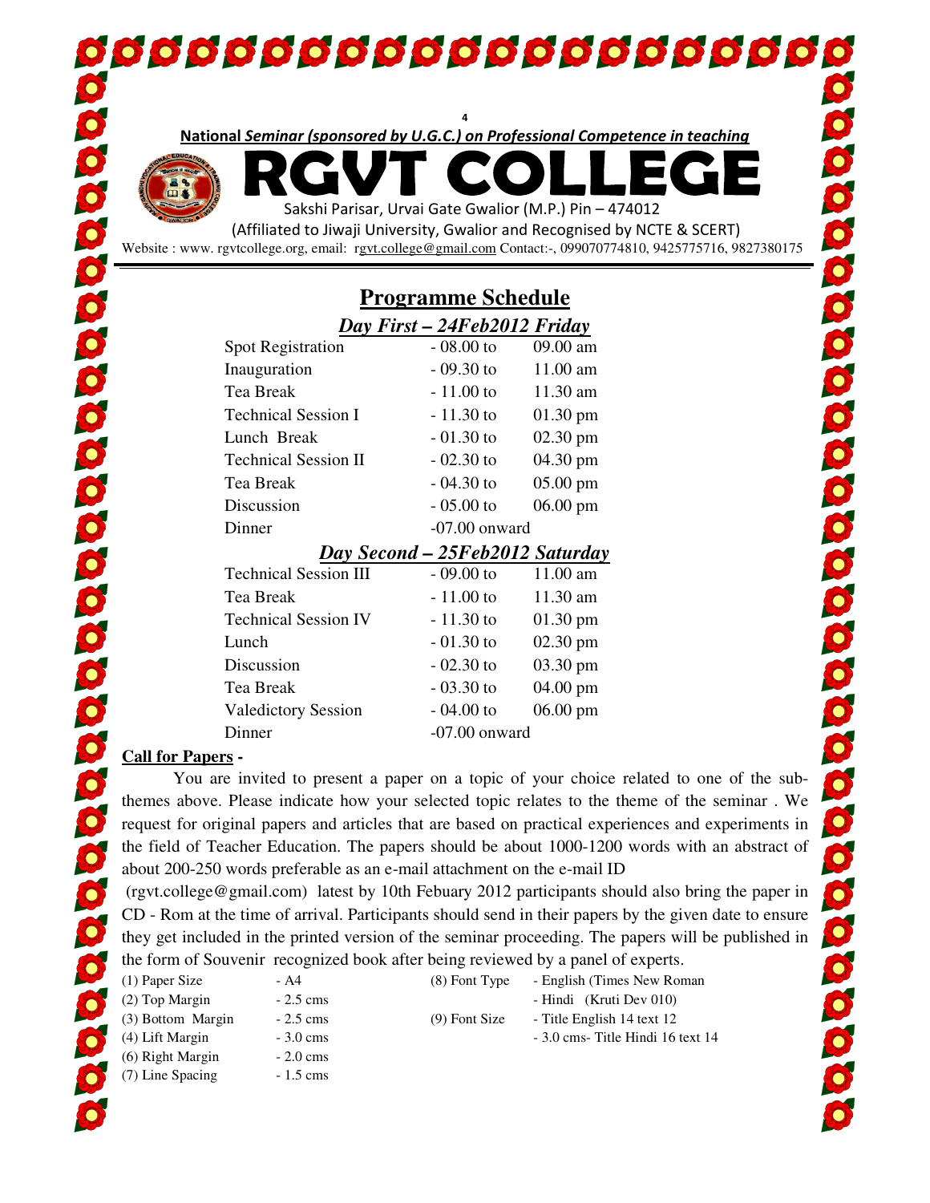**National *Seminar (sponsored by U.G.C.) on Professional Competence in teaching***

# RGVT COLLEGE

Sakshi Parisar, Urvai Gate Gwalior (M.P.) Pin – 474012

(Affiliated to Jiwaji University, Gwalior and Recognised by NCTE & SCERT)

Website : www. rgvtcollege.org, email: rgvt.college@gmail.com Contact:-, 099070774810, 9425775716, 9827380175

## Programme Schedule

***Day First – 24Feb2012 Friday***

| | | |
|---|---|---|
| Spot Registration | - 08.00 to | 09.00 am |
| Inauguration | - 09.30 to | 11.00 am |
| Tea Break | - 11.00 to | 11.30 am |
| Technical Session I | - 11.30 to | 01.30 pm |
| Lunch Break | - 01.30 to | 02.30 pm |
| Technical Session II | - 02.30 to | 04.30 pm |
| Tea Break | - 04.30 to | 05.00 pm |
| Discussion | - 05.00 to | 06.00 pm |
| Dinner | -07.00 onward | |

***Day Second – 25Feb2012 Saturday***

| | | |
|---|---|---|
| Technical Session III | - 09.00 to | 11.00 am |
| Tea Break | - 11.00 to | 11.30 am |
| Technical Session IV | - 11.30 to | 01.30 pm |
| Lunch | - 01.30 to | 02.30 pm |
| Discussion | - 02.30 to | 03.30 pm |
| Tea Break | - 03.30 to | 04.00 pm |
| Valedictory Session | - 04.00 to | 06.00 pm |
| Dinner | -07.00 onward | |

**Call for Papers -**

You are invited to present a paper on a topic of your choice related to one of the sub-themes above. Please indicate how your selected topic relates to the theme of the seminar . We request for original papers and articles that are based on practical experiences and experiments in the field of Teacher Education. The papers should be about 1000-1200 words with an abstract of about 200-250 words preferable as an e-mail attachment on the e-mail ID (rgvt.college@gmail.com) latest by 10th Febuary 2012 participants should also bring the paper in CD - Rom at the time of arrival. Participants should send in their papers by the given date to ensure they get included in the printed version of the seminar proceeding. The papers will be published in the form of Souvenir recognized book after being reviewed by a panel of experts.

(1) Paper Size - A4
(2) Top Margin - 2.5 cms
(3) Bottom Margin - 2.5 cms
(4) Lift Margin - 3.0 cms
(6) Right Margin - 2.0 cms
(7) Line Spacing - 1.5 cms
(8) Font Type - English (Times New Roman
- Hindi (Kruti Dev 010)
(9) Font Size - Title English 14 text 12
- 3.0 cms- Title Hindi 16 text 14